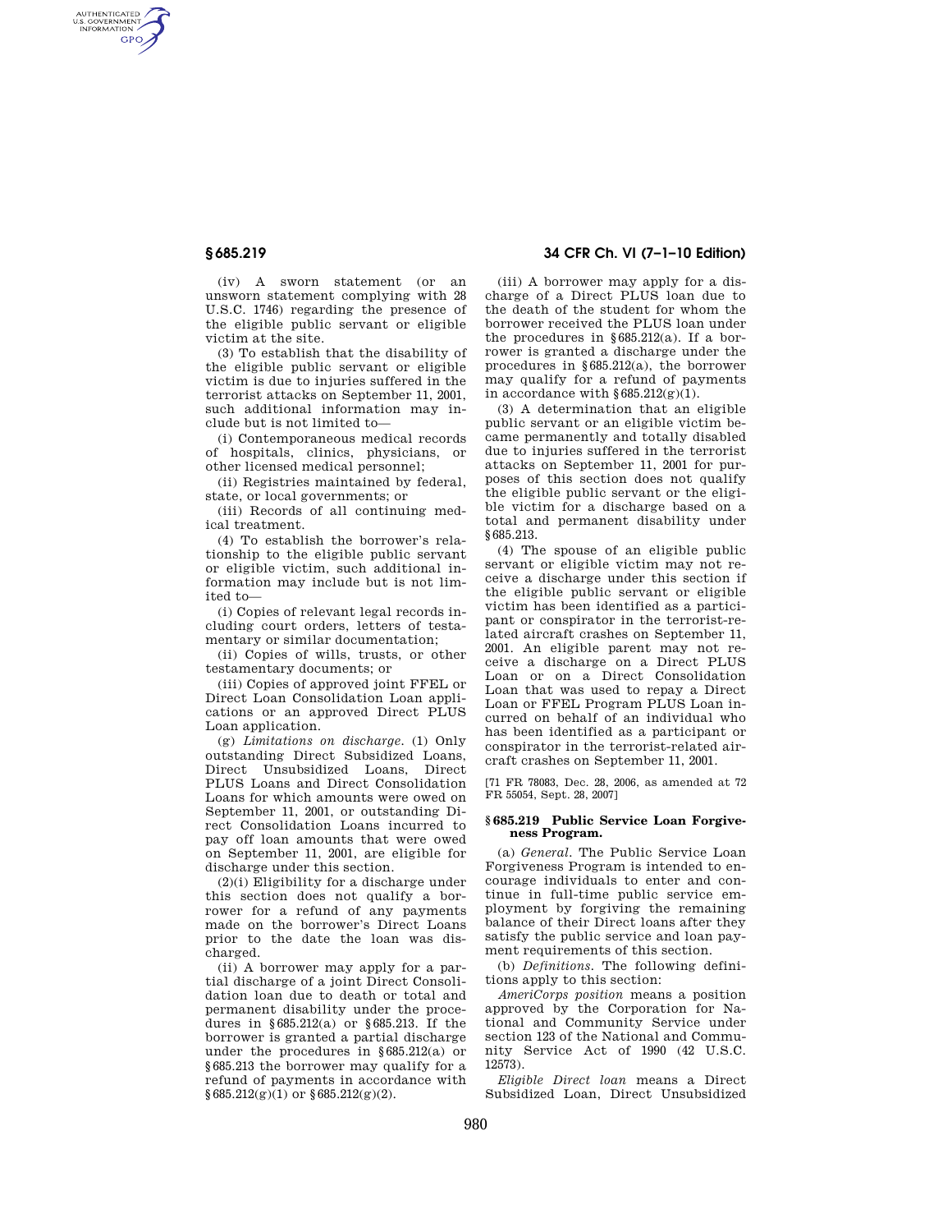(iv) A sworn statement (or an unsworn statement complying with 28 U.S.C. 1746) regarding the presence of the eligible public servant or eligible victim at the site.

(3) To establish that the disability of the eligible public servant or eligible victim is due to injuries suffered in the terrorist attacks on September 11, 2001, such additional information may include but is not limited to—

(i) Contemporaneous medical records of hospitals, clinics, physicians, or other licensed medical personnel;

(ii) Registries maintained by federal, state, or local governments; or

(iii) Records of all continuing medical treatment.

(4) To establish the borrower's relationship to the eligible public servant or eligible victim, such additional information may include but is not limited to—

(i) Copies of relevant legal records including court orders, letters of testamentary or similar documentation;

(ii) Copies of wills, trusts, or other testamentary documents; or

(iii) Copies of approved joint FFEL or Direct Loan Consolidation Loan applications or an approved Direct PLUS Loan application.

(g) *Limitations on discharge.* (1) Only outstanding Direct Subsidized Loans, Direct Unsubsidized Loans, Direct PLUS Loans and Direct Consolidation Loans for which amounts were owed on September 11, 2001, or outstanding Direct Consolidation Loans incurred to pay off loan amounts that were owed on September 11, 2001, are eligible for discharge under this section.

(2)(i) Eligibility for a discharge under this section does not qualify a borrower for a refund of any payments made on the borrower's Direct Loans prior to the date the loan was discharged.

(ii) A borrower may apply for a partial discharge of a joint Direct Consolidation loan due to death or total and permanent disability under the procedures in §685.212(a) or §685.213. If the borrower is granted a partial discharge under the procedures in §685.212(a) or §685.213 the borrower may qualify for a refund of payments in accordance with §685.212(g)(1) or §685.212(g)(2).

(iii) A borrower may apply for a discharge of a Direct PLUS loan due to the death of the student for whom the borrower received the PLUS loan under the procedures in §685.212(a). If a borrower is granted a discharge under the procedures in §685.212(a), the borrower may qualify for a refund of payments in accordance with §685.212(g)(1).

(3) A determination that an eligible public servant or an eligible victim became permanently and totally disabled due to injuries suffered in the terrorist attacks on September 11, 2001 for purposes of this section does not qualify the eligible public servant or the eligible victim for a discharge based on a total and permanent disability under §685.213.

(4) The spouse of an eligible public servant or eligible victim may not receive a discharge under this section if the eligible public servant or eligible victim has been identified as a participant or conspirator in the terrorist-related aircraft crashes on September 11, 2001. An eligible parent may not receive a discharge on a Direct PLUS Loan or on a Direct Consolidation Loan that was used to repay a Direct Loan or FFEL Program PLUS Loan incurred on behalf of an individual who has been identified as a participant or conspirator in the terrorist-related aircraft crashes on September 11, 2001.

[71 FR 78083, Dec. 28, 2006, as amended at 72 FR 55054, Sept. 28, 2007]

## §685.219 Public Service Loan Forgiveness Program.

(a) *General.* The Public Service Loan Forgiveness Program is intended to encourage individuals to enter and continue in full-time public service employment by forgiving the remaining balance of their Direct loans after they satisfy the public service and loan payment requirements of this section.

(b) *Definitions.* The following definitions apply to this section:

*AmeriCorps position* means a position approved by the Corporation for National and Community Service under section 123 of the National and Community Service Act of 1990 (42 U.S.C. 12573).

*Eligible Direct loan* means a Direct Subsidized Loan, Direct Unsubsidized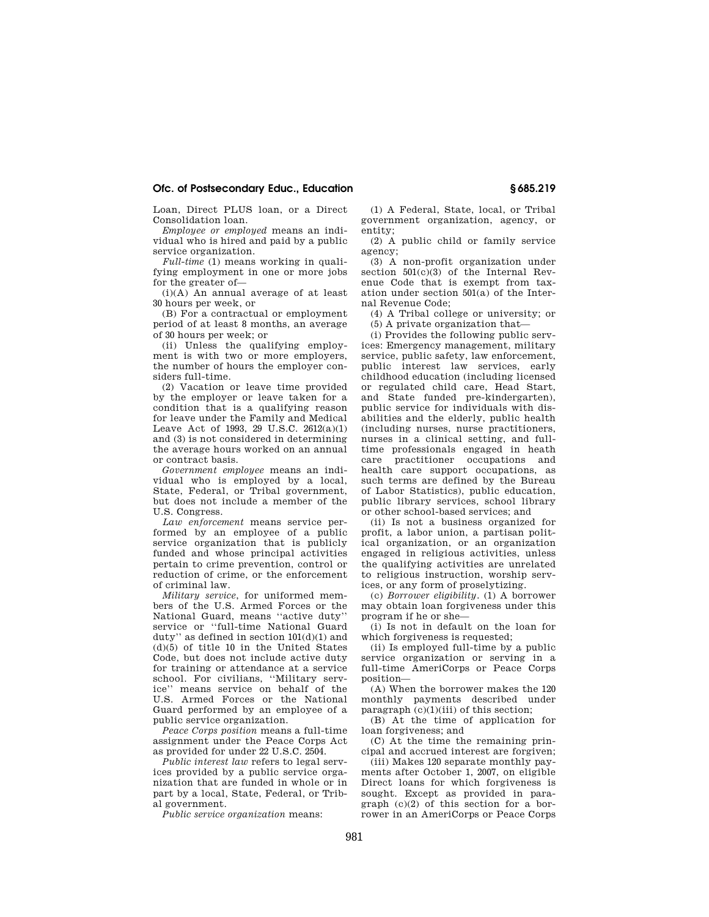Loan, Direct PLUS loan, or a Direct Consolidation loan.

*Employee or employed* means an individual who is hired and paid by a public service organization.

*Full-time* (1) means working in qualifying employment in one or more jobs for the greater of—

(i)(A) An annual average of at least 30 hours per week, or

(B) For a contractual or employment period of at least 8 months, an average of 30 hours per week; or

(ii) Unless the qualifying employment is with two or more employers, the number of hours the employer considers full-time.

(2) Vacation or leave time provided by the employer or leave taken for a condition that is a qualifying reason for leave under the Family and Medical Leave Act of 1993, 29 U.S.C. 2612(a)(1) and (3) is not considered in determining the average hours worked on an annual or contract basis.

*Government employee* means an individual who is employed by a local, State, Federal, or Tribal government, but does not include a member of the U.S. Congress.

*Law enforcement* means service performed by an employee of a public service organization that is publicly funded and whose principal activities pertain to crime prevention, control or reduction of crime, or the enforcement of criminal law.

*Military service*, for uniformed members of the U.S. Armed Forces or the National Guard, means ''active duty'' service or ''full-time National Guard duty'' as defined in section 101(d)(1) and (d)(5) of title 10 in the United States Code, but does not include active duty for training or attendance at a service school. For civilians, ''Military service'' means service on behalf of the U.S. Armed Forces or the National Guard performed by an employee of a public service organization.

*Peace Corps position* means a full-time assignment under the Peace Corps Act as provided for under 22 U.S.C. 2504.

*Public interest law* refers to legal services provided by a public service organization that are funded in whole or in part by a local, State, Federal, or Tribal government.

*Public service organization* means:

(1) A Federal, State, local, or Tribal government organization, agency, or entity;

(2) A public child or family service agency;

(3) A non-profit organization under section 501(c)(3) of the Internal Revenue Code that is exempt from taxation under section 501(a) of the Internal Revenue Code;

(4) A Tribal college or university; or

(5) A private organization that—

(i) Provides the following public services: Emergency management, military service, public safety, law enforcement, public interest law services, early childhood education (including licensed or regulated child care, Head Start, and State funded pre-kindergarten), public service for individuals with disabilities and the elderly, public health (including nurses, nurse practitioners, nurses in a clinical setting, and full-time professionals engaged in heath care practitioner occupations and health care support occupations, as such terms are defined by the Bureau of Labor Statistics), public education, public library services, school library or other school-based services; and

(ii) Is not a business organized for profit, a labor union, a partisan political organization, or an organization engaged in religious activities, unless the qualifying activities are unrelated to religious instruction, worship services, or any form of proselytizing.

(c) *Borrower eligibility*. (1) A borrower may obtain loan forgiveness under this program if he or she—

(i) Is not in default on the loan for which forgiveness is requested;

(ii) Is employed full-time by a public service organization or serving in a full-time AmeriCorps or Peace Corps position—

(A) When the borrower makes the 120 monthly payments described under paragraph (c)(1)(iii) of this section;

(B) At the time of application for loan forgiveness; and

(C) At the time the remaining principal and accrued interest are forgiven;

(iii) Makes 120 separate monthly payments after October 1, 2007, on eligible Direct loans for which forgiveness is sought. Except as provided in paragraph (c)(2) of this section for a borrower in an AmeriCorps or Peace Corps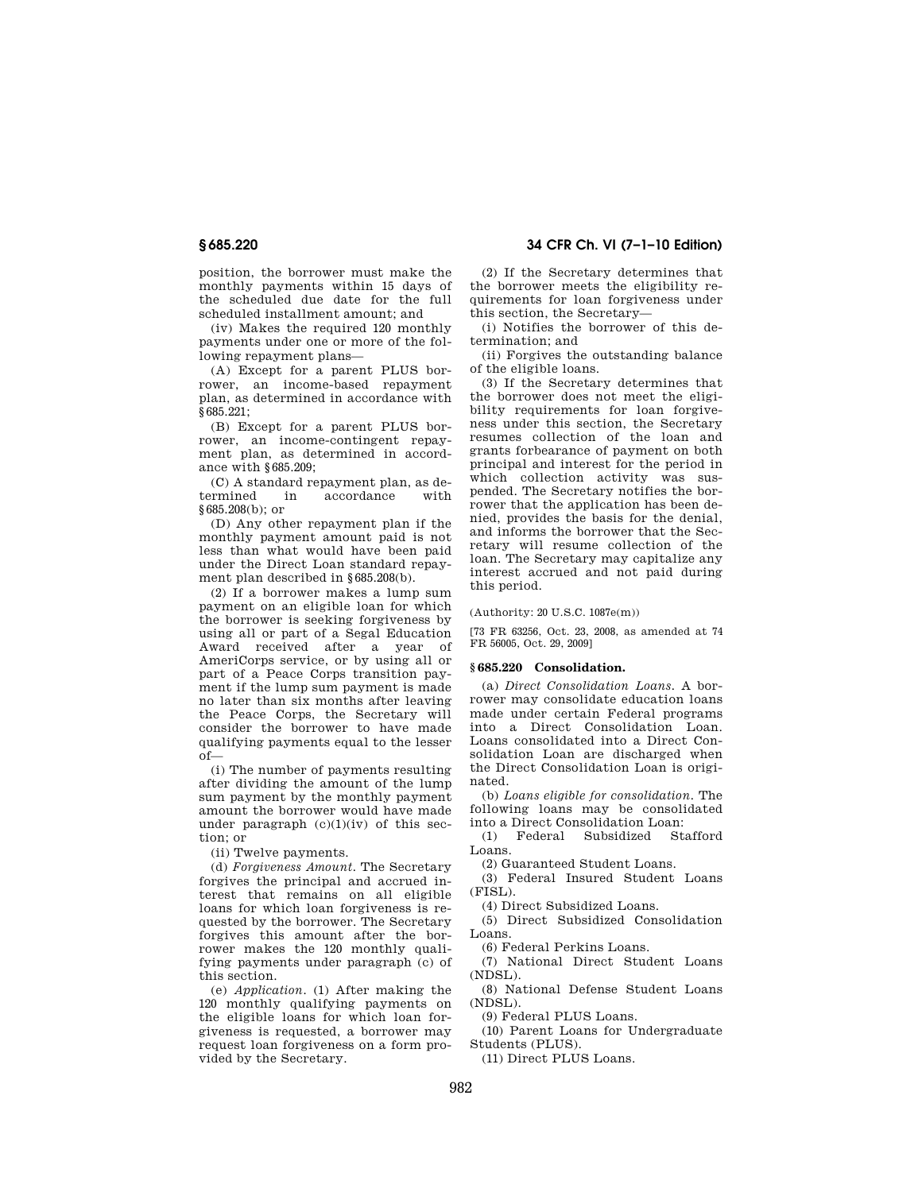position, the borrower must make the monthly payments within 15 days of the scheduled due date for the full scheduled installment amount; and

(iv) Makes the required 120 monthly payments under one or more of the following repayment plans—

(A) Except for a parent PLUS borrower, an income-based repayment plan, as determined in accordance with §685.221;

(B) Except for a parent PLUS borrower, an income-contingent repayment plan, as determined in accordance with §685.209;

(C) A standard repayment plan, as determined in accordance with §685.208(b); or

(D) Any other repayment plan if the monthly payment amount paid is not less than what would have been paid under the Direct Loan standard repayment plan described in §685.208(b).

(2) If a borrower makes a lump sum payment on an eligible loan for which the borrower is seeking forgiveness by using all or part of a Segal Education Award received after a year of AmeriCorps service, or by using all or part of a Peace Corps transition payment if the lump sum payment is made no later than six months after leaving the Peace Corps, the Secretary will consider the borrower to have made qualifying payments equal to the lesser of—

(i) The number of payments resulting after dividing the amount of the lump sum payment by the monthly payment amount the borrower would have made under paragraph (c)(1)(iv) of this section; or

(ii) Twelve payments.

(d) *Forgiveness Amount.* The Secretary forgives the principal and accrued interest that remains on all eligible loans for which loan forgiveness is requested by the borrower. The Secretary forgives this amount after the borrower makes the 120 monthly qualifying payments under paragraph (c) of this section.

(e) *Application.* (1) After making the 120 monthly qualifying payments on the eligible loans for which loan forgiveness is requested, a borrower may request loan forgiveness on a form provided by the Secretary.

(2) If the Secretary determines that the borrower meets the eligibility requirements for loan forgiveness under this section, the Secretary—

(i) Notifies the borrower of this determination; and

(ii) Forgives the outstanding balance of the eligible loans.

(3) If the Secretary determines that the borrower does not meet the eligibility requirements for loan forgiveness under this section, the Secretary resumes collection of the loan and grants forbearance of payment on both principal and interest for the period in which collection activity was suspended. The Secretary notifies the borrower that the application has been denied, provides the basis for the denial, and informs the borrower that the Secretary will resume collection of the loan. The Secretary may capitalize any interest accrued and not paid during this period.

(Authority: 20 U.S.C. 1087e(m))

[73 FR 63256, Oct. 23, 2008, as amended at 74 FR 56005, Oct. 29, 2009]

## §685.220 Consolidation.

(a) *Direct Consolidation Loans.* A borrower may consolidate education loans made under certain Federal programs into a Direct Consolidation Loan. Loans consolidated into a Direct Consolidation Loan are discharged when the Direct Consolidation Loan is originated.

(b) *Loans eligible for consolidation.* The following loans may be consolidated into a Direct Consolidation Loan:

(1) Federal Subsidized Stafford Loans.

(2) Guaranteed Student Loans.

(3) Federal Insured Student Loans (FISL).

(4) Direct Subsidized Loans.

(5) Direct Subsidized Consolidation Loans.

(6) Federal Perkins Loans.

(7) National Direct Student Loans (NDSL).

(8) National Defense Student Loans (NDSL).

(9) Federal PLUS Loans.

(10) Parent Loans for Undergraduate Students (PLUS).

(11) Direct PLUS Loans.